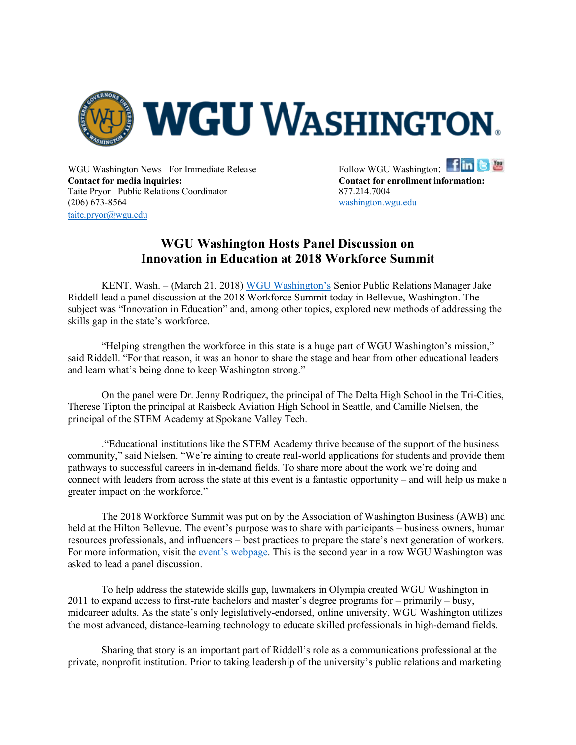# WGU WASHINGTON

WGU Washington News –For Immediate Release
**Contact for media inquiries:**
Taite Pryor –Public Relations Coordinator
(206) 673-8564
taite.pryor@wgu.edu

Follow WGU Washington:
**Contact for enrollment information:**
877.214.7004
washington.wgu.edu

## WGU Washington Hosts Panel Discussion on Innovation in Education at 2018 Workforce Summit

KENT, Wash. – (March 21, 2018) WGU Washington's Senior Public Relations Manager Jake Riddell lead a panel discussion at the 2018 Workforce Summit today in Bellevue, Washington. The subject was "Innovation in Education" and, among other topics, explored new methods of addressing the skills gap in the state's workforce.

"Helping strengthen the workforce in this state is a huge part of WGU Washington's mission," said Riddell. "For that reason, it was an honor to share the stage and hear from other educational leaders and learn what's being done to keep Washington strong."

On the panel were Dr. Jenny Rodriquez, the principal of The Delta High School in the Tri-Cities, Therese Tipton the principal at Raisbeck Aviation High School in Seattle, and Camille Nielsen, the principal of the STEM Academy at Spokane Valley Tech.

."Educational institutions like the STEM Academy thrive because of the support of the business community," said Nielsen. "We're aiming to create real-world applications for students and provide them pathways to successful careers in in-demand fields. To share more about the work we're doing and connect with leaders from across the state at this event is a fantastic opportunity – and will help us make a greater impact on the workforce."

The 2018 Workforce Summit was put on by the Association of Washington Business (AWB) and held at the Hilton Bellevue. The event's purpose was to share with participants – business owners, human resources professionals, and influencers – best practices to prepare the state's next generation of workers. For more information, visit the event's webpage. This is the second year in a row WGU Washington was asked to lead a panel discussion.

To help address the statewide skills gap, lawmakers in Olympia created WGU Washington in 2011 to expand access to first-rate bachelors and master's degree programs for – primarily – busy, midcareer adults. As the state's only legislatively-endorsed, online university, WGU Washington utilizes the most advanced, distance-learning technology to educate skilled professionals in high-demand fields.

Sharing that story is an important part of Riddell's role as a communications professional at the private, nonprofit institution. Prior to taking leadership of the university's public relations and marketing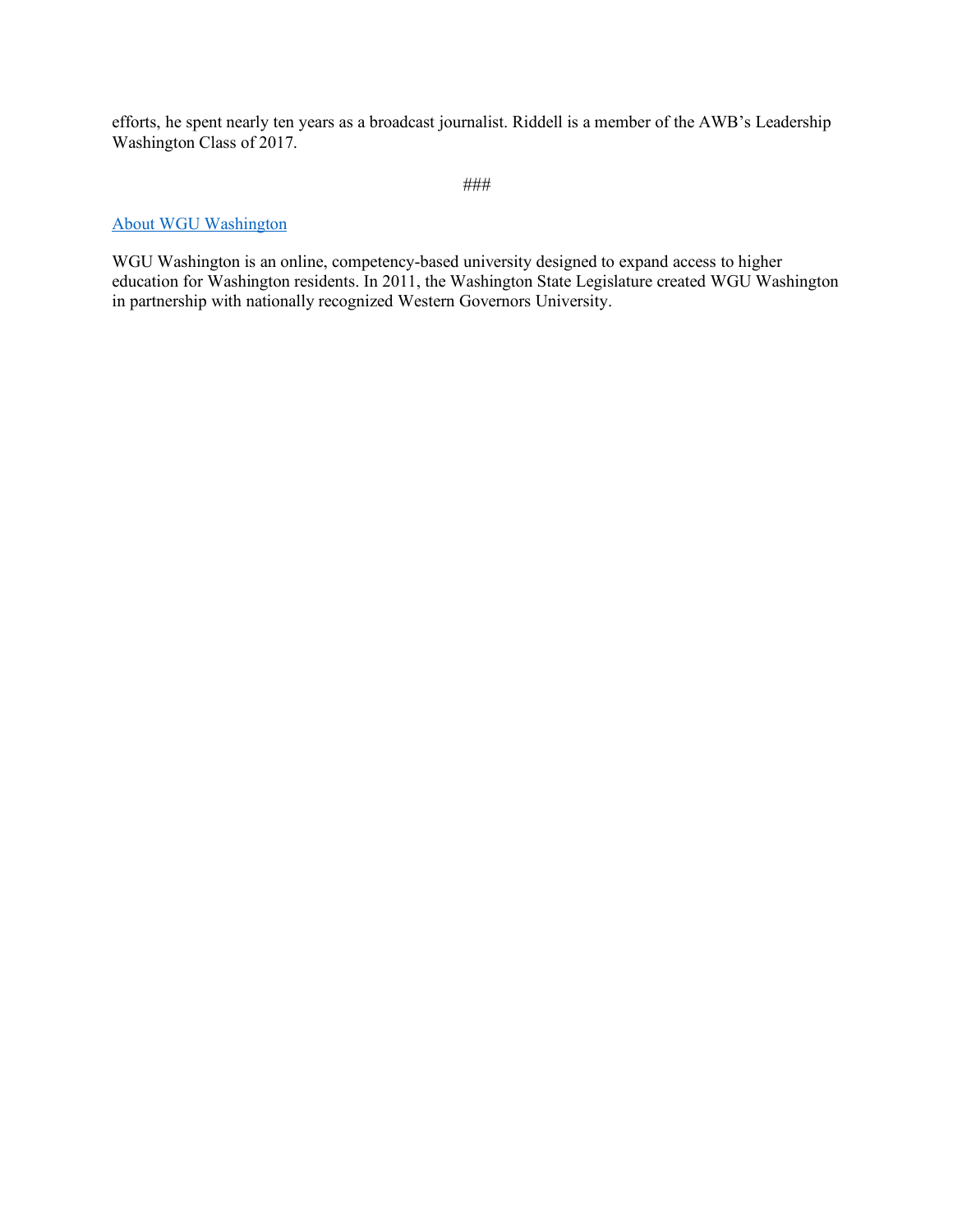efforts, he spent nearly ten years as a broadcast journalist. Riddell is a member of the AWB's Leadership Washington Class of 2017.

###

About WGU Washington

WGU Washington is an online, competency-based university designed to expand access to higher education for Washington residents. In 2011, the Washington State Legislature created WGU Washington in partnership with nationally recognized Western Governors University.